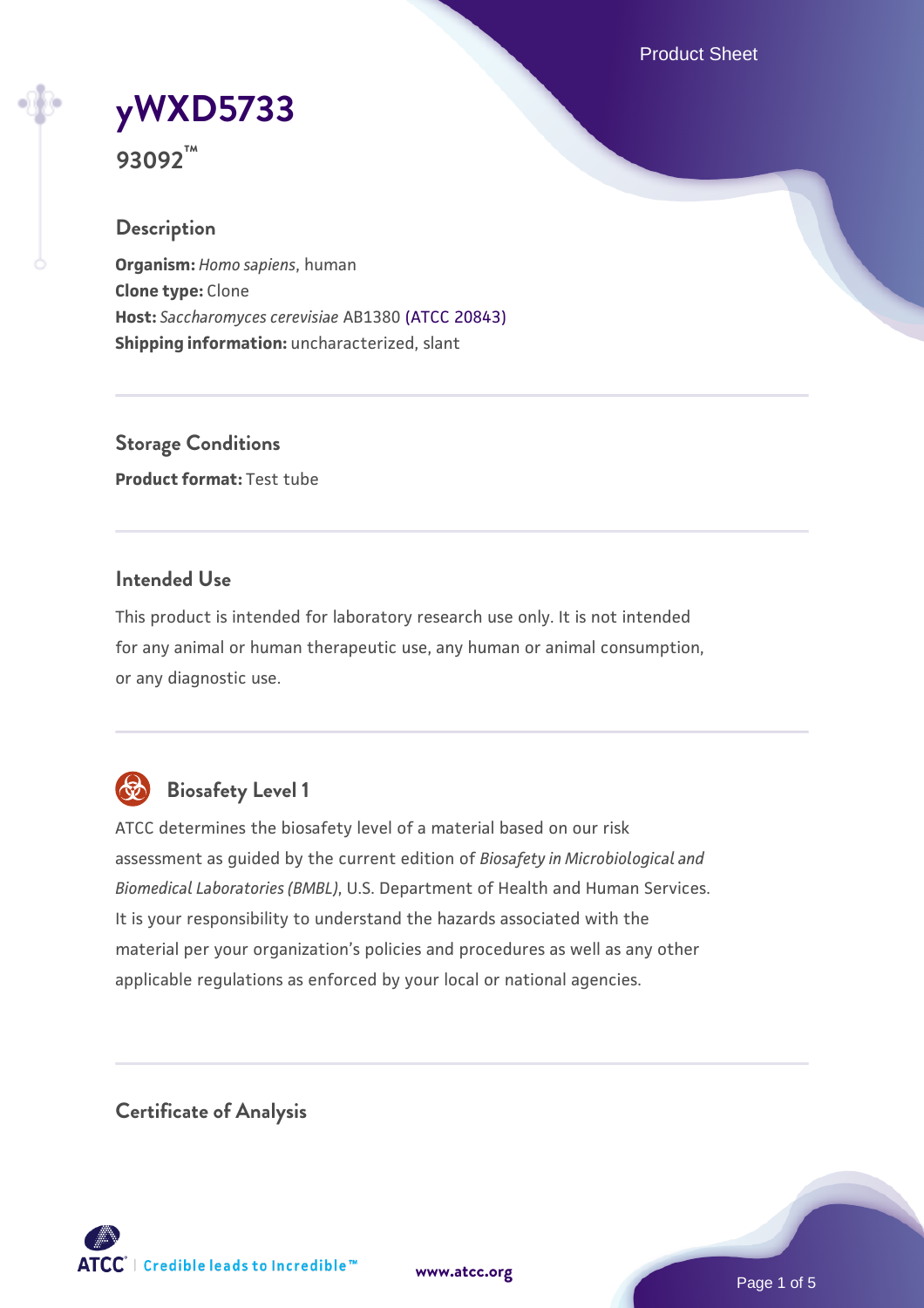# yWXD5733

**93092™**

## Description

**Organism:** *Homo sapiens*, human
**Clone type:** Clone
**Host:** *Saccharomyces cerevisiae* AB1380 (ATCC 20843)
**Shipping information:** uncharacterized, slant

## Storage Conditions

**Product format:** Test tube

## Intended Use

This product is intended for laboratory research use only. It is not intended for any animal or human therapeutic use, any human or animal consumption, or any diagnostic use.

## Biosafety Level 1

ATCC determines the biosafety level of a material based on our risk assessment as guided by the current edition of *Biosafety in Microbiological and Biomedical Laboratories (BMBL)*, U.S. Department of Health and Human Services. It is your responsibility to understand the hazards associated with the material per your organization's policies and procedures as well as any other applicable regulations as enforced by your local or national agencies.

## Certificate of Analysis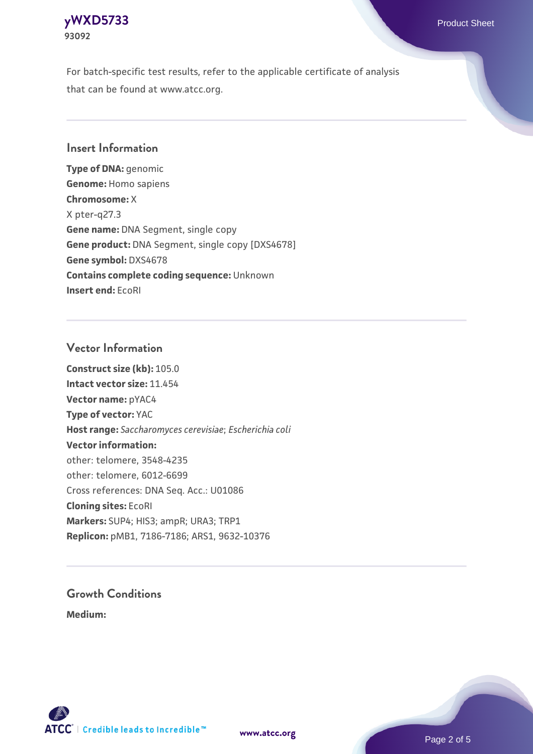For batch-specific test results, refer to the applicable certificate of analysis that can be found at www.atcc.org.

## Insert Information

**Type of DNA:** genomic
**Genome:** Homo sapiens
**Chromosome:** X
X pter-q27.3
**Gene name:** DNA Segment, single copy
**Gene product:** DNA Segment, single copy [DXS4678]
**Gene symbol:** DXS4678
**Contains complete coding sequence:** Unknown
**Insert end:** EcoRI

## Vector Information

**Construct size (kb):** 105.0
**Intact vector size:** 11.454
**Vector name:** pYAC4
**Type of vector:** YAC
**Host range:** *Saccharomyces cerevisiae*; *Escherichia coli*
**Vector information:**
other: telomere, 3548-4235
other: telomere, 6012-6699
Cross references: DNA Seq. Acc.: U01086
**Cloning sites:** EcoRI
**Markers:** SUP4; HIS3; ampR; URA3; TRP1
**Replicon:** pMB1, 7186-7186; ARS1, 9632-10376

## Growth Conditions

**Medium:**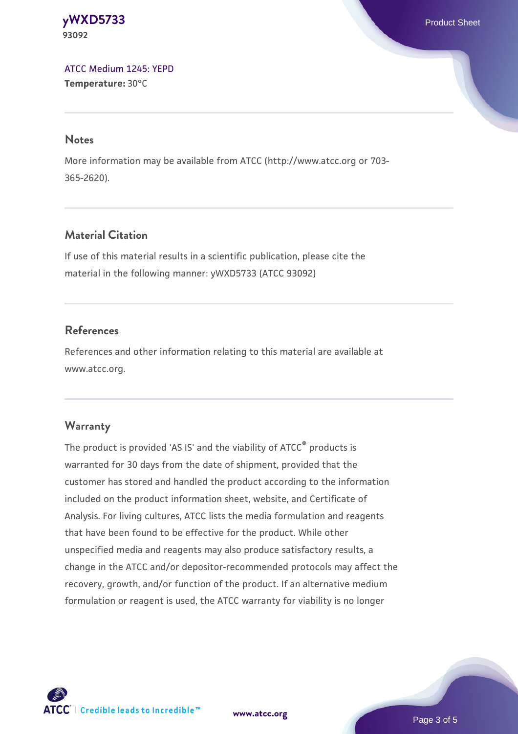[ATCC Medium 1245: YEPD](#)
**Temperature:** 30°C

## Notes

More information may be available from ATCC (http://www.atcc.org or 703-365-2620).

## Material Citation

If use of this material results in a scientific publication, please cite the material in the following manner: yWXD5733 (ATCC 93092)

## References

References and other information relating to this material are available at www.atcc.org.

## Warranty

The product is provided 'AS IS' and the viability of ATCC® products is warranted for 30 days from the date of shipment, provided that the customer has stored and handled the product according to the information included on the product information sheet, website, and Certificate of Analysis. For living cultures, ATCC lists the media formulation and reagents that have been found to be effective for the product. While other unspecified media and reagents may also produce satisfactory results, a change in the ATCC and/or depositor-recommended protocols may affect the recovery, growth, and/or function of the product. If an alternative medium formulation or reagent is used, the ATCC warranty for viability is no longer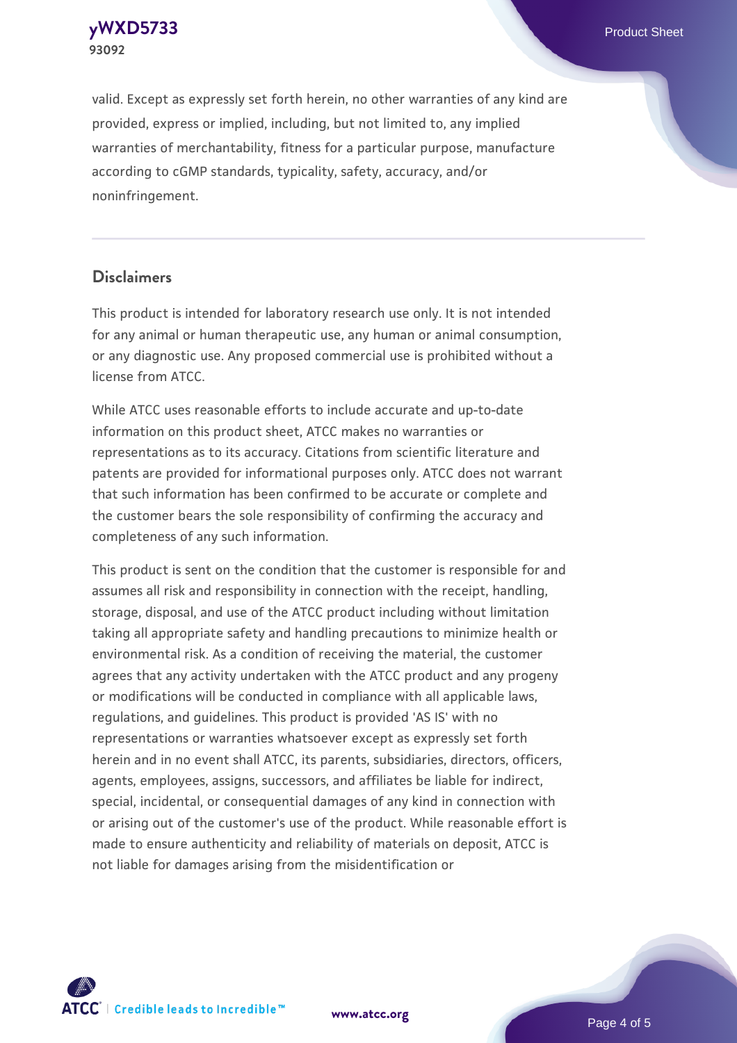valid. Except as expressly set forth herein, no other warranties of any kind are provided, express or implied, including, but not limited to, any implied warranties of merchantability, fitness for a particular purpose, manufacture according to cGMP standards, typicality, safety, accuracy, and/or noninfringement.

## Disclaimers

This product is intended for laboratory research use only. It is not intended for any animal or human therapeutic use, any human or animal consumption, or any diagnostic use. Any proposed commercial use is prohibited without a license from ATCC.

While ATCC uses reasonable efforts to include accurate and up-to-date information on this product sheet, ATCC makes no warranties or representations as to its accuracy. Citations from scientific literature and patents are provided for informational purposes only. ATCC does not warrant that such information has been confirmed to be accurate or complete and the customer bears the sole responsibility of confirming the accuracy and completeness of any such information.

This product is sent on the condition that the customer is responsible for and assumes all risk and responsibility in connection with the receipt, handling, storage, disposal, and use of the ATCC product including without limitation taking all appropriate safety and handling precautions to minimize health or environmental risk. As a condition of receiving the material, the customer agrees that any activity undertaken with the ATCC product and any progeny or modifications will be conducted in compliance with all applicable laws, regulations, and guidelines. This product is provided 'AS IS' with no representations or warranties whatsoever except as expressly set forth herein and in no event shall ATCC, its parents, subsidiaries, directors, officers, agents, employees, assigns, successors, and affiliates be liable for indirect, special, incidental, or consequential damages of any kind in connection with or arising out of the customer's use of the product. While reasonable effort is made to ensure authenticity and reliability of materials on deposit, ATCC is not liable for damages arising from the misidentification or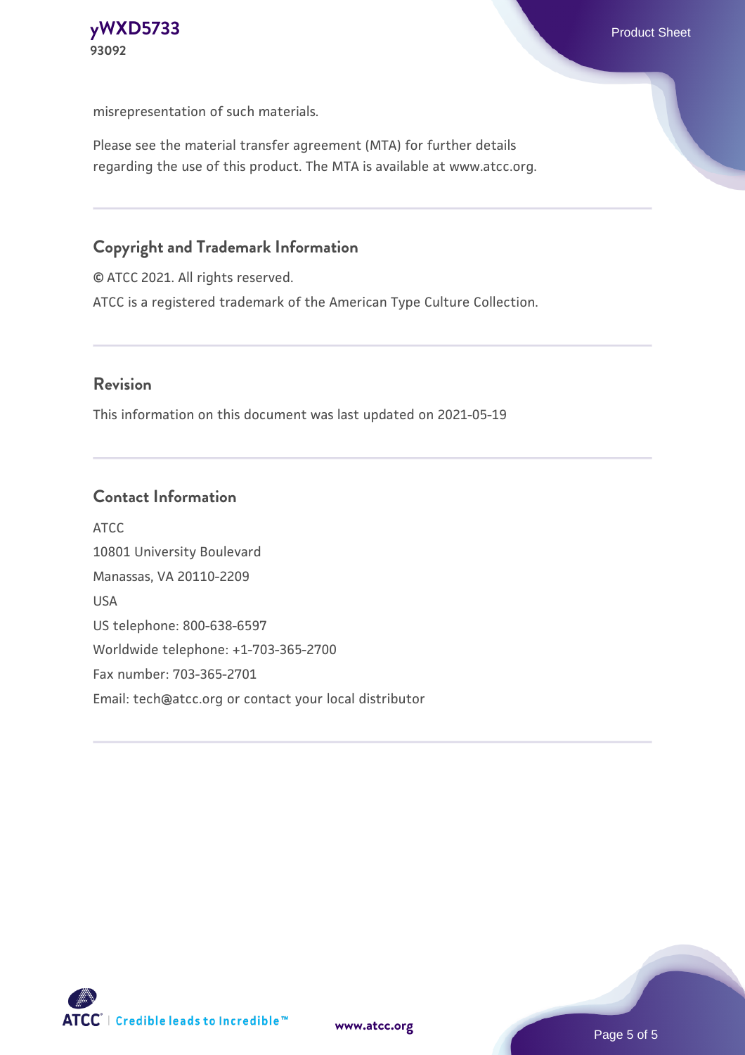misrepresentation of such materials.

Please see the material transfer agreement (MTA) for further details regarding the use of this product. The MTA is available at www.atcc.org.

## Copyright and Trademark Information

© ATCC 2021. All rights reserved.

ATCC is a registered trademark of the American Type Culture Collection.

## Revision

This information on this document was last updated on 2021-05-19

## Contact Information

ATCC
10801 University Boulevard
Manassas, VA 20110-2209
USA
US telephone: 800-638-6597
Worldwide telephone: +1-703-365-2700
Fax number: 703-365-2701
Email: tech@atcc.org or contact your local distributor